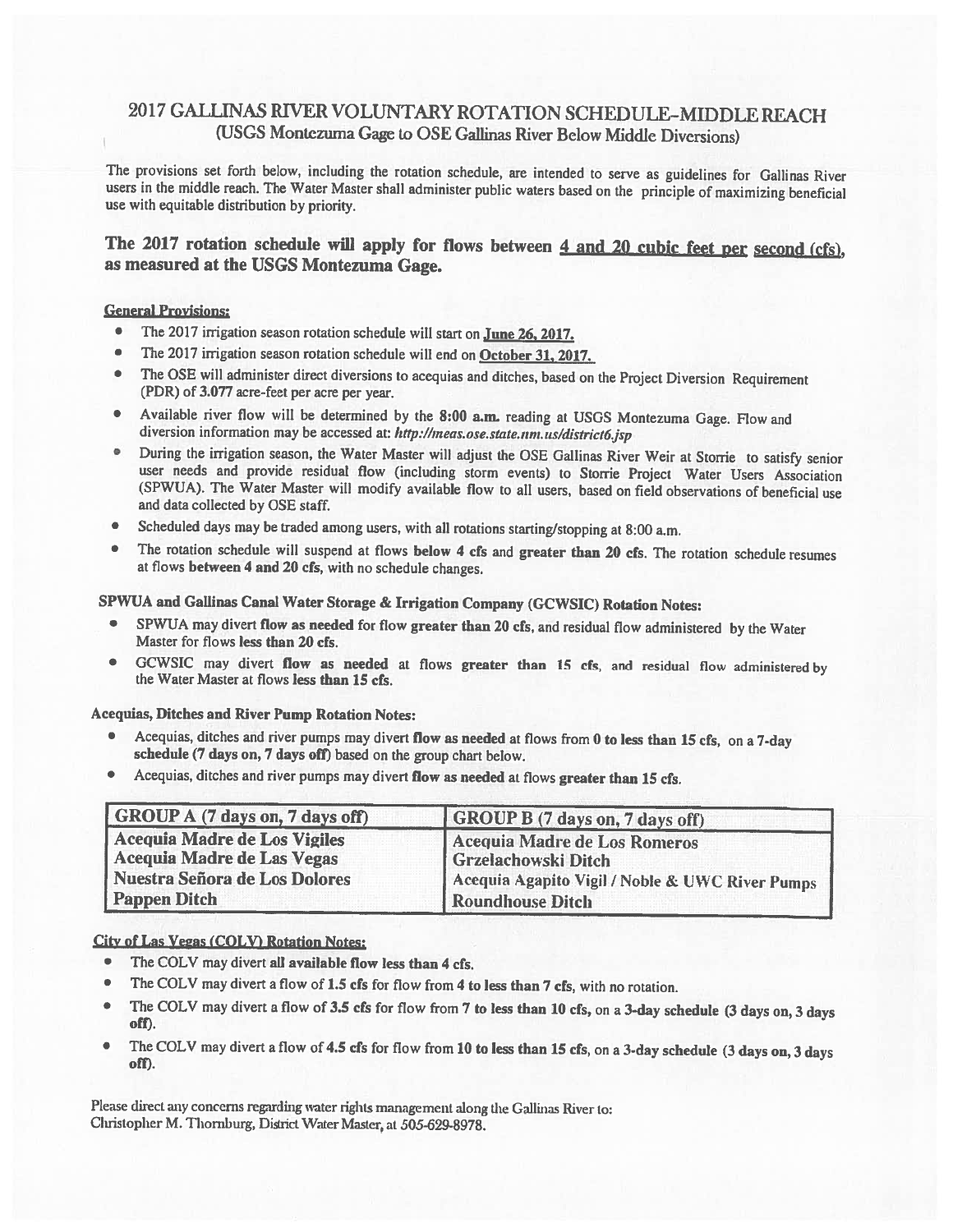# 2017 GALLINAS RIVER VOLUNTARY ROTATION SCHEDULE–MIDDLE REACH

(USGS Montezuma Gage to OSE Gallinas River Below Middle Diversions)

The provisions set forth below, including the rotation schedule, are intended to serve as guidelines for Gallinas River users in the middle reach. The Water Master shall administer public waters based on the principle of maximizing beneficial use with equitable distribution by priority.

## The 2017 rotation schedule will apply for flows between 4 and 20 cubic feet per second (cfs), as measured at the USGS Montezuma Gage.

### General Provisions:

- The 2017 irrigation season rotation schedule will start on **June 26, 2017.**
- The 2017 irrigation season rotation schedule will end on **October 31, 2017.**
- The OSE will administer direct diversions to acequias and ditches, based on the Project Diversion Requirement (PDR) of **3.077** acre-feet per acre per year.
- Available river flow will be determined by the **8:00 a.m.** reading at USGS Montezuma Gage. Flow and diversion information may be accessed at: ***http://meas.ose.state.nm.us/district6.jsp***
- During the irrigation season, the Water Master will adjust the OSE Gallinas River Weir at Storrie to satisfy senior user needs and provide residual flow (including storm events) to Storrie Project Water Users Association (SPWUA). The Water Master will modify available flow to all users, based on field observations of beneficial use and data collected by OSE staff.
- Scheduled days may be traded among users, with all rotations starting/stopping at 8:00 a.m.
- The rotation schedule will suspend at flows **below 4 cfs** and **greater than 20 cfs**. The rotation schedule resumes at flows **between 4 and 20 cfs**, with no schedule changes.

### SPWUA and Gallinas Canal Water Storage & Irrigation Company (GCWSIC) Rotation Notes:

- SPWUA may divert **flow as needed** for flow **greater than 20 cfs**, and residual flow administered by the Water Master for flows **less than 20 cfs.**
- GCWSIC may divert **flow as needed** at flows **greater than 15 cfs**, and residual flow administered by the Water Master at flows **less than 15 cfs.**

### Acequias, Ditches and River Pump Rotation Notes:

- Acequias, ditches and river pumps may divert **flow as needed** at flows from **0 to less than 15 cfs**, on a 7-day **schedule (7 days on, 7 days off)** based on the group chart below.
- Acequias, ditches and river pumps may divert **flow as needed** at flows **greater than 15 cfs.**

| GROUP A (7 days on, 7 days off) | GROUP B (7 days on, 7 days off) |
|---|---|
| Acequia Madre de Los Vigiles | Acequia Madre de Los Romeros |
| Acequia Madre de Las Vegas | Grzelachowski Ditch |
| Nuestra Señora de Los Dolores | Acequia Agapito Vigil / Noble & UWC River Pumps |
| Pappen Ditch | Roundhouse Ditch |

### City of Las Vegas (COLV) Rotation Notes:

- The COLV may divert **all available flow less than 4 cfs.**
- The COLV may divert a flow of **1.5 cfs** for flow from **4 to less than 7 cfs**, with no rotation.
- The COLV may divert a flow of **3.5 cfs** for flow from **7 to less than 10 cfs,** on a **3-day schedule (3 days on, 3 days off).**
- The COLV may divert a flow of **4.5 cfs** for flow from **10 to less than 15 cfs**, on a **3-day schedule (3 days on, 3 days off).**

Please direct any concerns regarding water rights management along the Gallinas River to:
Christopher M. Thornburg, District Water Master, at 505-629-8978.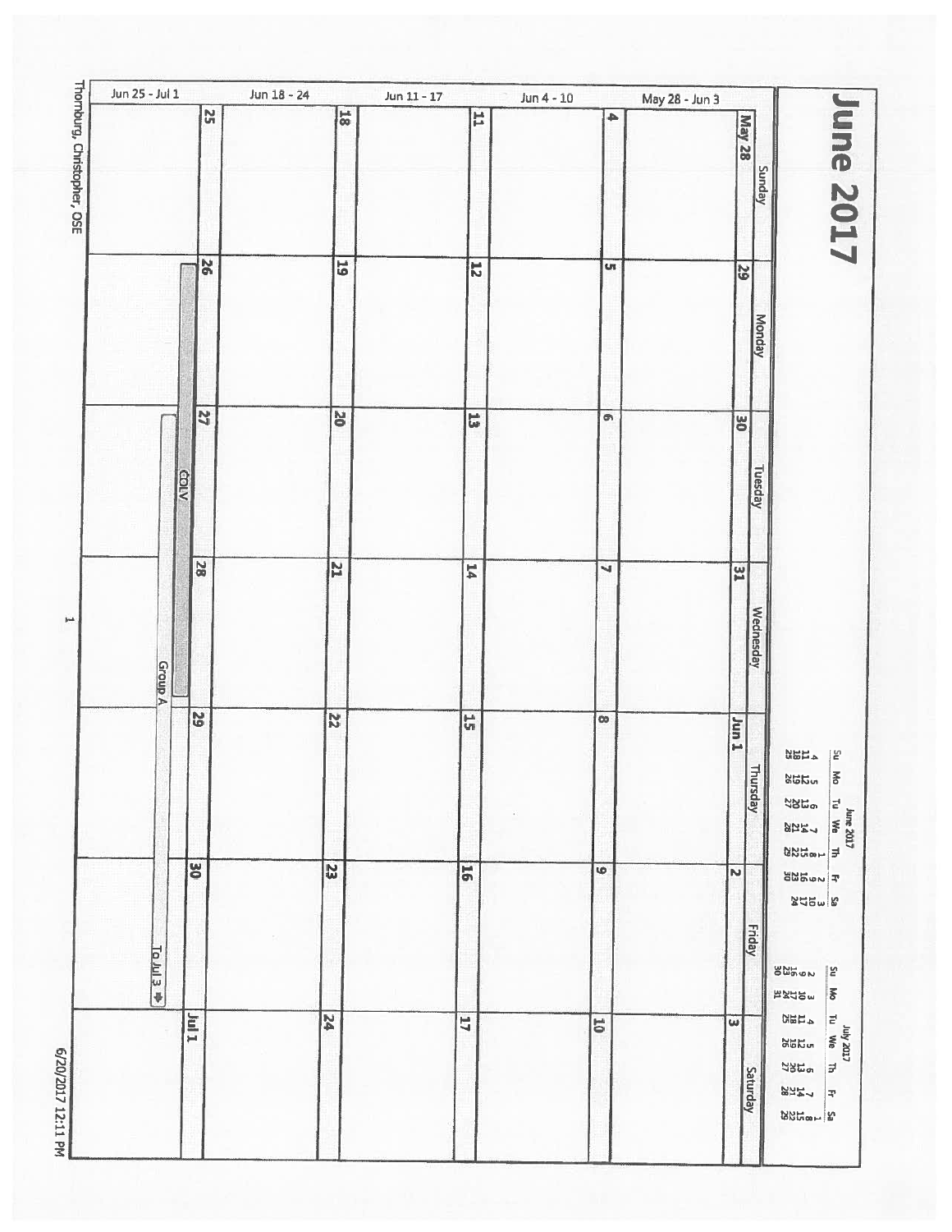# June 2017

**June 2017**

| Su | Mo | Tu | We | Th | Fr | Sa |
|---|---|---|---|---|---|---|
| | | | | 1 | 2 | 3 |
| 4 | 5 | 6 | 7 | 8 | 9 | 10 |
| 11 | 12 | 13 | 14 | 15 | 16 | 17 |
| 18 | 19 | 20 | 21 | 22 | 23 | 24 |
| 25 | 26 | 27 | 28 | 29 | 30 | |

**July 2017**

| Su | Mo | Tu | We | Th | Fr | Sa |
|---|---|---|---|---|---|---|
| | | | | | | 1 |
| 2 | 3 | 4 | 5 | 6 | 7 | 8 |
| 9 | 10 | 11 | 12 | 13 | 14 | 15 |
| 16 | 17 | 18 | 19 | 20 | 21 | 22 |
| 23 | 24 | 25 | 26 | 27 | 28 | 29 |
| 30 | 31 | | | | | |

| | Sunday | Monday | Tuesday | Wednesday | Thursday | Friday | Saturday |
|---|---|---|---|---|---|---|---|
| May 28 - Jun 3 | May 28 | 29 | 30 | 31 | Jun 1 | 2 | 3 |
| Jun 4 - 10 | 4 | 5 | 6 | 7 | 8 | 9 | 10 |
| Jun 11 - 17 | 11 | 12 | 13 | 14 | 15 | 16 | 17 |
| Jun 18 - 24 | 18 | 19 | 20 | 21 | 22 | 23 | 24 |
| Jun 25 - Jul 1 | 25 | 26<br>CDLV (26–28)<br>Group A (27–30, To Jul 3) | 27 | 28 | 29 | 30 | Jul 1 |

Thornburg, Christopher, OSE

6/20/2017 12:11 PM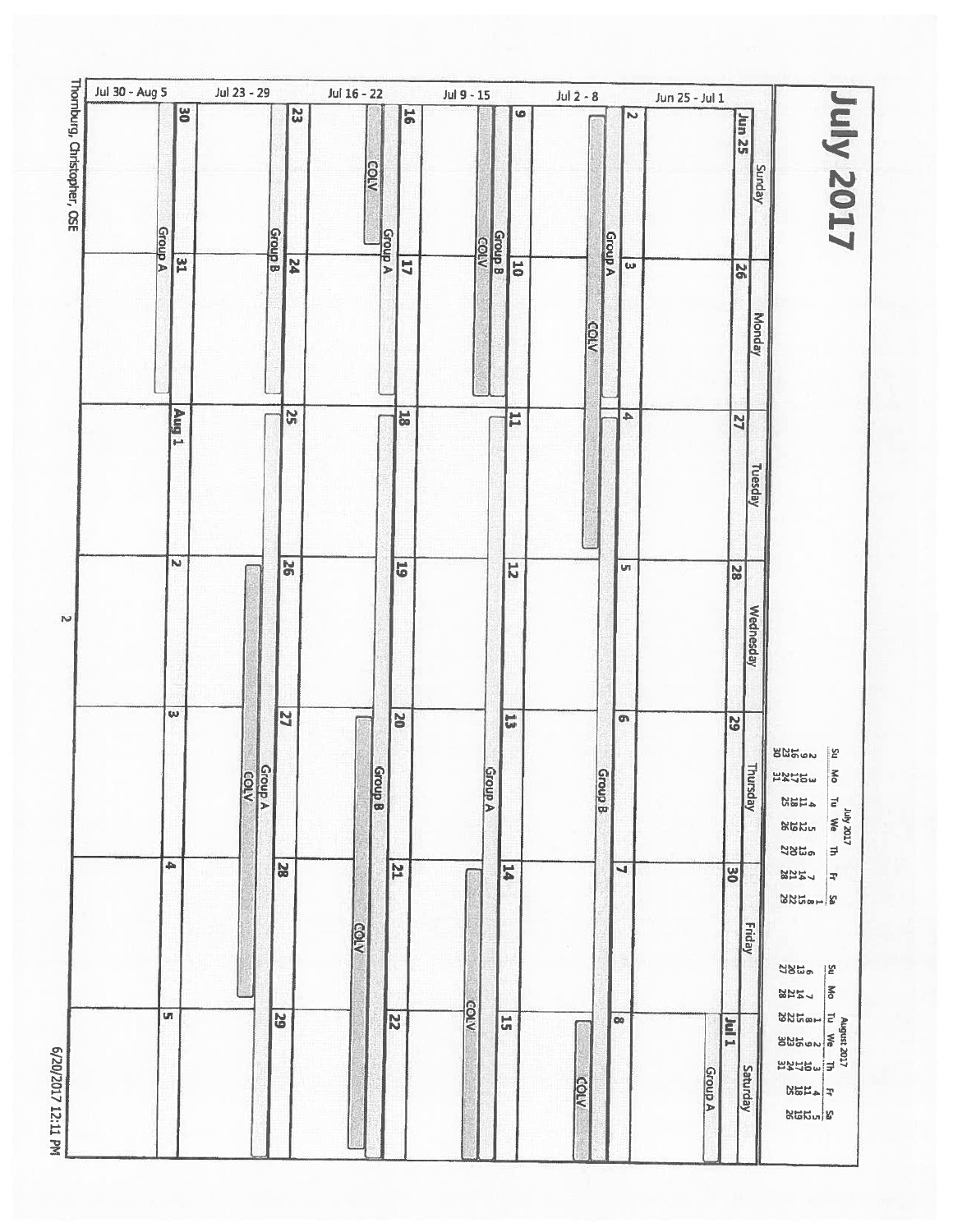# July 2017

| Week | Sunday | Monday | Tuesday | Wednesday | Thursday | Friday | Saturday |
|---|---|---|---|---|---|---|---|
| Jun 25 - Jul 1 | Jun 25 | 26 | 27 | 28 | 29 | 30 | Jul 1<br>Group A |
| Jul 2 - 8 | 2<br>Group A<br>COLV | 3<br>Group A<br>COLV | 4<br>COLV<br>Group B | 5<br>Group B | 6<br>Group B | 7<br>Group B | 8<br>Group B<br>COLV |
| Jul 9 - 15 | 9<br>Group B<br>COLV | 10<br>Group B<br>COLV | 11<br>Group A | 12<br>Group A | 13<br>Group A | 14<br>Group A<br>COLV | 15<br>Group A<br>COLV |
| Jul 16 - 22 | 16<br>COLV<br>Group A | 17<br>Group A | 18<br>Group B | 19<br>Group B | 20<br>Group B<br>COLV | 21<br>Group B<br>COLV | 22<br>Group B<br>COLV |
| Jul 23 - 29 | 23<br>Group B | 24<br>Group B | 25<br>Group A | 26<br>Group A<br>COLV | 27<br>Group A<br>COLV | 28<br>Group A<br>COLV | 29<br>Group A |
| Jul 30 - Aug 5 | 30<br>Group A | 31<br>Group A | Aug 1 | 2 | 3 | 4 | 5 |

**July 2017**

| Su | Mo | Tu | We | Th | Fr | Sa |
|---|---|---|---|---|---|---|
| | | | | | | 1 |
| 2 | 3 | 4 | 5 | 6 | 7 | 8 |
| 9 | 10 | 11 | 12 | 13 | 14 | 15 |
| 16 | 17 | 18 | 19 | 20 | 21 | 22 |
| 23 | 24 | 25 | 26 | 27 | 28 | 29 |
| 30 | 31 | | | | | |

**August 2017**

| Su | Mo | Tu | We | Th | Fr | Sa |
|---|---|---|---|---|---|---|
| | | 1 | 2 | 3 | 4 | 5 |
| 6 | 7 | 8 | 9 | 10 | 11 | 12 |
| 13 | 14 | 15 | 16 | 17 | 18 | 19 |
| 20 | 21 | 22 | 23 | 24 | 25 | 26 |
| 27 | 28 | 29 | 30 | 31 | | |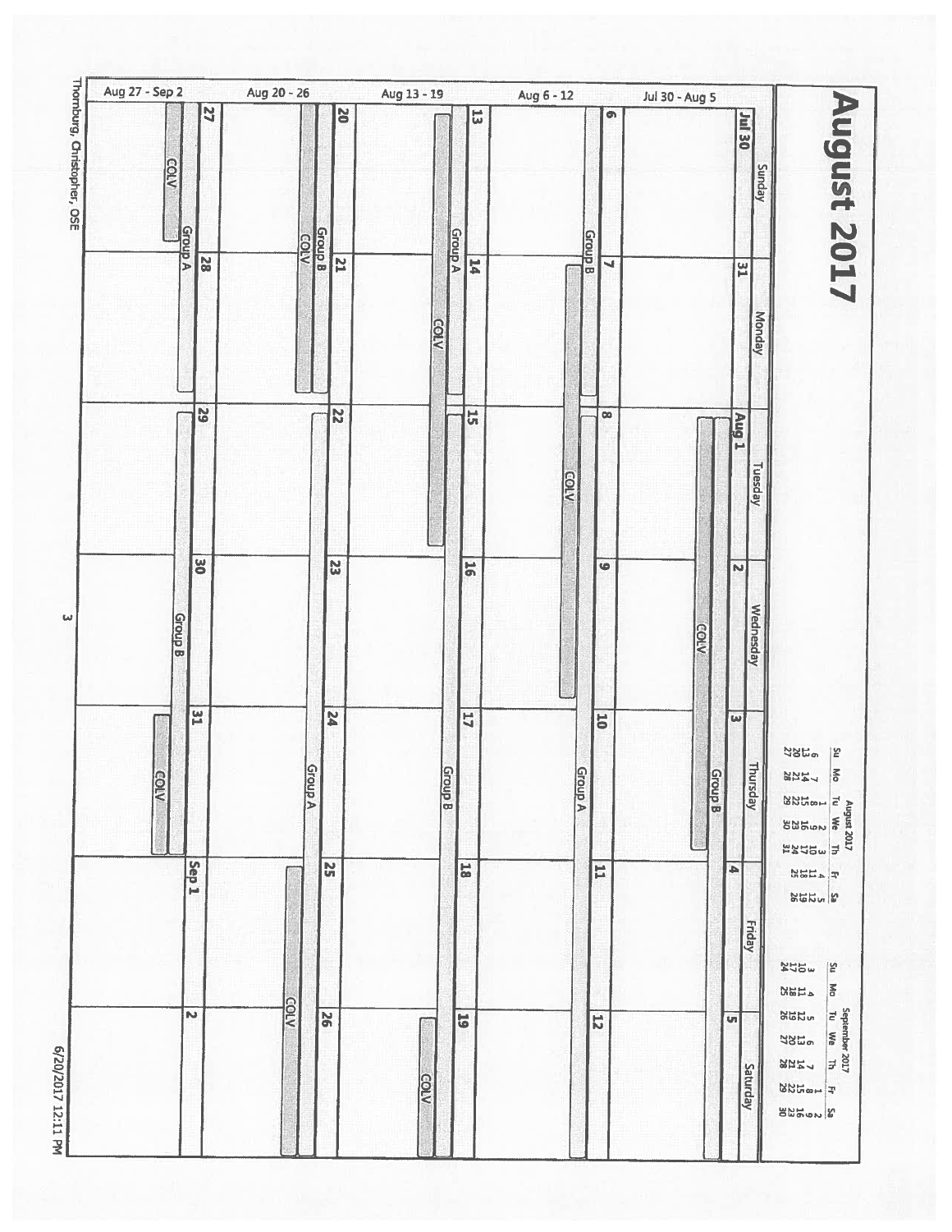# August 2017

| Week | Sunday | Monday | Tuesday | Wednesday | Thursday | Friday | Saturday |
|---|---|---|---|---|---|---|---|
| Jul 30 - Aug 5 | Jul 30 | 31 | Aug 1<br>Group B<br>COLV | 2<br>Group B<br>COLV | 3<br>Group B<br>COLV | 4<br>Group B | 5<br>Group B |
| Aug 6 - 12 | 6<br>Group B | 7<br>Group B<br>COLV | 8<br>Group A<br>COLV | 9<br>Group A<br>COLV | 10<br>Group A | 11<br>Group A | 12<br>Group A |
| Aug 13 - 19 | 13<br>Group A<br>COLV | 14<br>Group A<br>COLV | 15<br>Group B<br>COLV | 16<br>Group B | 17<br>Group B | 18<br>Group B | 19<br>Group B<br>COLV |
| Aug 20 - 26 | 20<br>Group B<br>COLV | 21<br>Group B<br>COLV | 22<br>Group A | 23<br>Group A | 24<br>Group A | 25<br>Group A<br>COLV | 26<br>Group A<br>COLV |
| Aug 27 - Sep 2 | 27<br>Group A<br>COLV | 28<br>Group A | 29<br>Group B | 30<br>Group B | 31<br>Group B<br>COLV | Sep 1 | 2 |

**August 2017**

| Su | Mo | Tu | We | Th | Fr | Sa |
|---|---|---|---|---|---|---|
| | | 1 | 2 | 3 | 4 | 5 |
| 6 | 7 | 8 | 9 | 10 | 11 | 12 |
| 13 | 14 | 15 | 16 | 17 | 18 | 19 |
| 20 | 21 | 22 | 23 | 24 | 25 | 26 |
| 27 | 28 | 29 | 30 | 31 | | |

**September 2017**

| Su | Mo | Tu | We | Th | Fr | Sa |
|---|---|---|---|---|---|---|
| | | | | | 1 | 2 |
| 3 | 4 | 5 | 6 | 7 | 8 | 9 |
| 10 | 11 | 12 | 13 | 14 | 15 | 16 |
| 17 | 18 | 19 | 20 | 21 | 22 | 23 |
| 24 | 25 | 26 | 27 | 28 | 29 | 30 |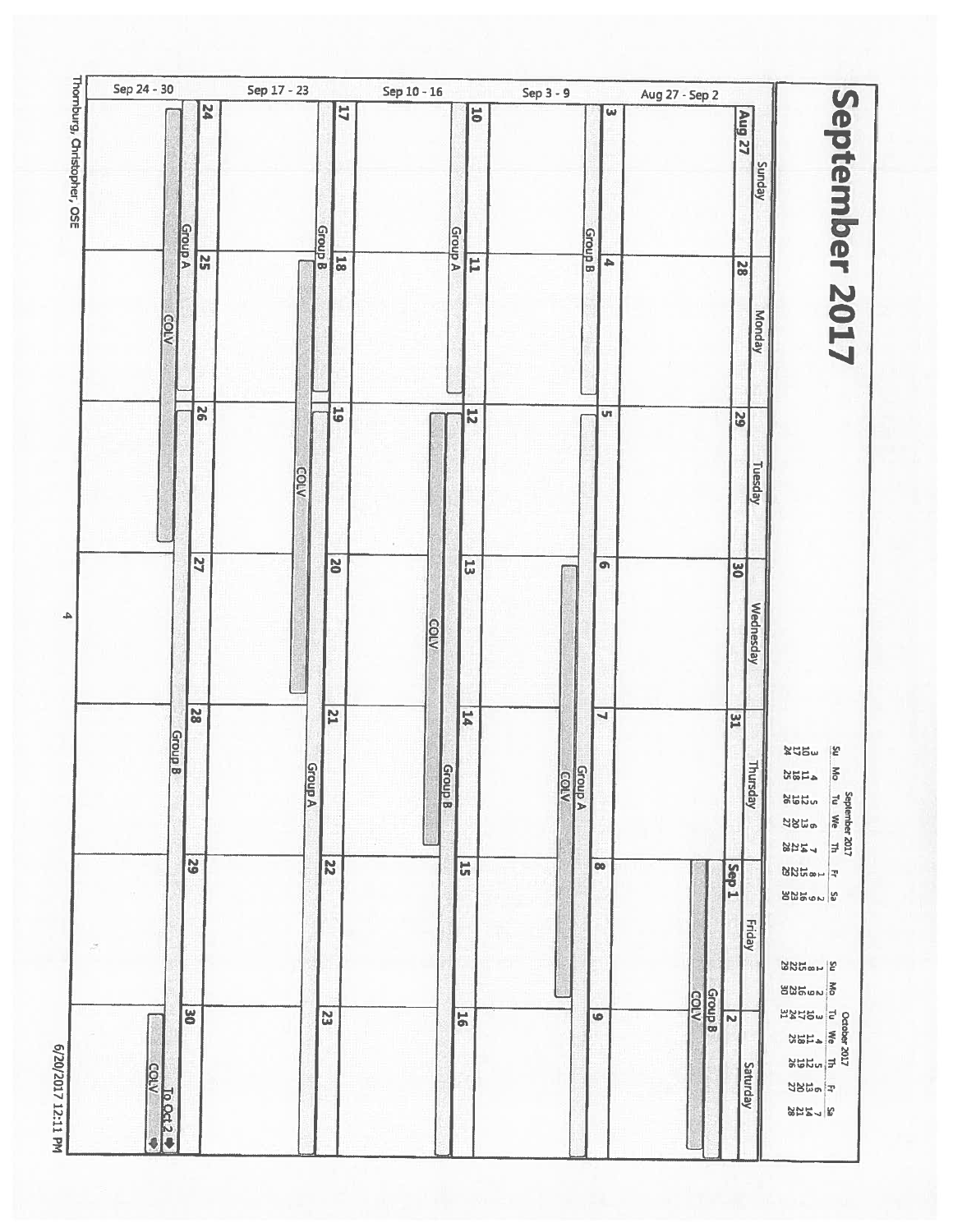# September 2017

| | Sunday | Monday | Tuesday | Wednesday | Thursday | Friday | Saturday |
|---|---|---|---|---|---|---|---|
| Aug 27 - Sep 2 | Aug 27 | 28 | 29 | 30 | 31 | Sep 1<br>Group B<br>COLV | 2<br>Group B<br>COLV |
| Sep 3 - 9 | 3<br>Group B | 4<br>Group B | 5<br>Group A | 6<br>Group A<br>COLV | 7<br>Group A<br>COLV | 8<br>Group A<br>COLV | 9<br>Group A |
| Sep 10 - 16 | 10<br>Group A | 11<br>Group A | 12<br>Group B<br>COLV | 13<br>Group B<br>COLV | 14<br>Group B<br>COLV | 15<br>Group B | 16<br>Group B |
| Sep 17 - 23 | 17<br>Group B | 18<br>Group B<br>COLV | 19<br>Group A<br>COLV | 20<br>Group A<br>COLV | 21<br>Group A | 22<br>Group A | 23<br>Group A |
| Sep 24 - 30 | 24<br>Group A<br>COLV | 25<br>Group A<br>COLV | 26<br>Group B<br>COLV | 27<br>Group B | 28<br>Group B | 29<br>Group B | 30<br>Group B (To Oct 2)<br>COLV |

**September 2017**

| Su | Mo | Tu | We | Th | Fr | Sa |
|---|---|---|---|---|---|---|
| | | | | | 1 | 2 |
| 3 | 4 | 5 | 6 | 7 | 8 | 9 |
| 10 | 11 | 12 | 13 | 14 | 15 | 16 |
| 17 | 18 | 19 | 20 | 21 | 22 | 23 |
| 24 | 25 | 26 | 27 | 28 | 29 | 30 |

**October 2017**

| Su | Mo | Tu | We | Th | Fr | Sa |
|---|---|---|---|---|---|---|
| 1 | 2 | 3 | 4 | 5 | 6 | 7 |
| 8 | 9 | 10 | 11 | 12 | 13 | 14 |
| 15 | 16 | 17 | 18 | 19 | 20 | 21 |
| 22 | 23 | 24 | 25 | 26 | 27 | 28 |
| 29 | 30 | 31 | | | | |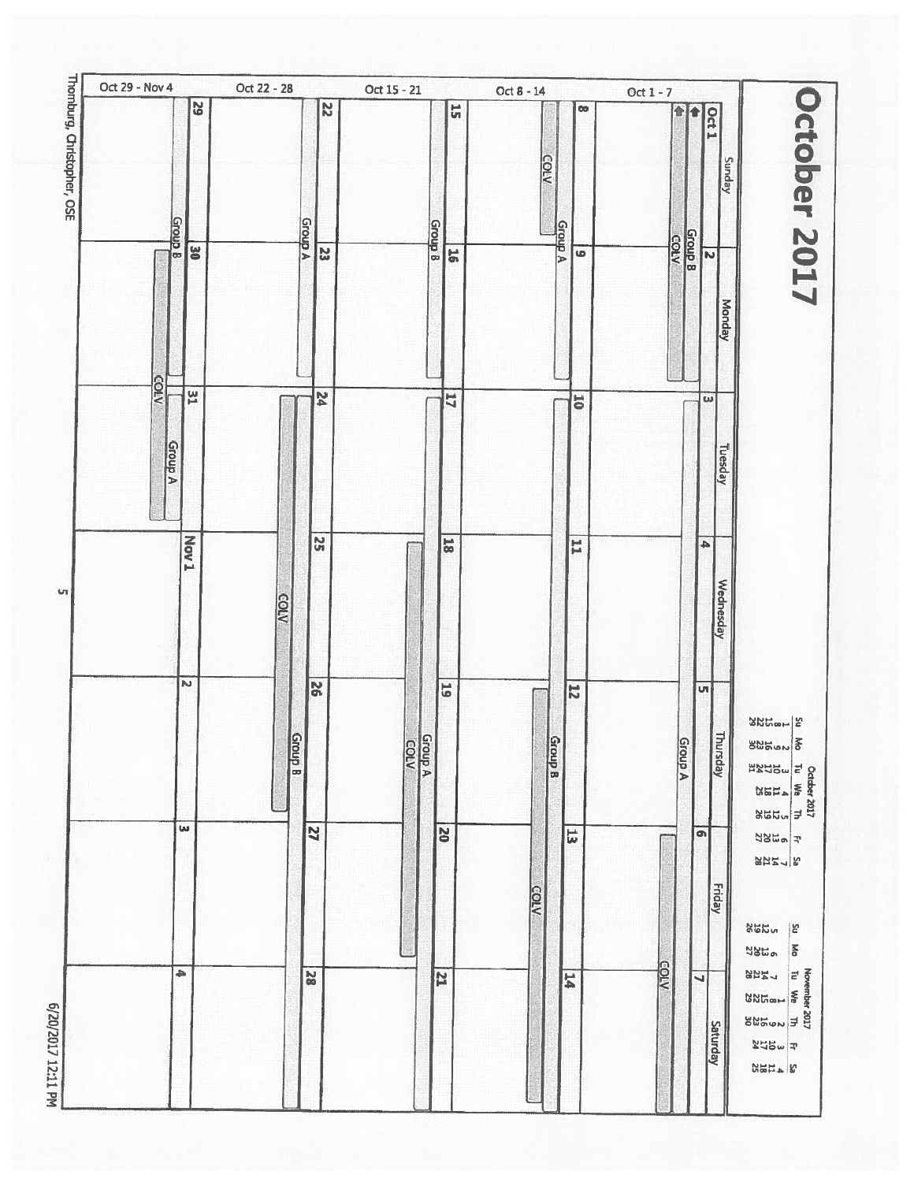# October 2017

| | Sunday | Monday | Tuesday | Wednesday | Thursday | Friday | Saturday |
|---|---|---|---|---|---|---|---|
| Oct 1 - 7 | Oct 1 | 2 Group B; COLV | 3 | 4 | 5 Group A | 6 | 7 COLV |
| Oct 8 - 14 | 8 COLV | 9 Group A | 10 | 11 | 12 Group B | 13 COLV | 14 |
| Oct 15 - 21 | 15 | 16 Group B | 17 | 18 | 19 Group A; COLV | 20 | 21 |
| Oct 22 - 28 | 22 | 23 Group A | 24 | 25 COLV | 26 Group B | 27 | 28 |
| Oct 29 - Nov 4 | 29 | 30 Group B | 31 COLV; Group A | Nov 1 | 2 | 3 | 4 |

**October 2017**

| Su | Mo | Tu | We | Th | Fr | Sa |
|---|---|---|---|---|---|---|
| 1 | 2 | 3 | 4 | 5 | 6 | 7 |
| 8 | 9 | 10 | 11 | 12 | 13 | 14 |
| 15 | 16 | 17 | 18 | 19 | 20 | 21 |
| 22 | 23 | 24 | 25 | 26 | 27 | 28 |
| 29 | 30 | 31 | | | | |

**November 2017**

| Su | Mo | Tu | We | Th | Fr | Sa |
|---|---|---|---|---|---|---|
| | | | 1 | 2 | 3 | 4 |
| 5 | 6 | 7 | 8 | 9 | 10 | 11 |
| 12 | 13 | 14 | 15 | 16 | 17 | 18 |
| 19 | 20 | 21 | 22 | 23 | 24 | 25 |
| 26 | 27 | 28 | 29 | 30 | | |

Thornburg, Christopher, OSE

6/20/2017 12:11 PM